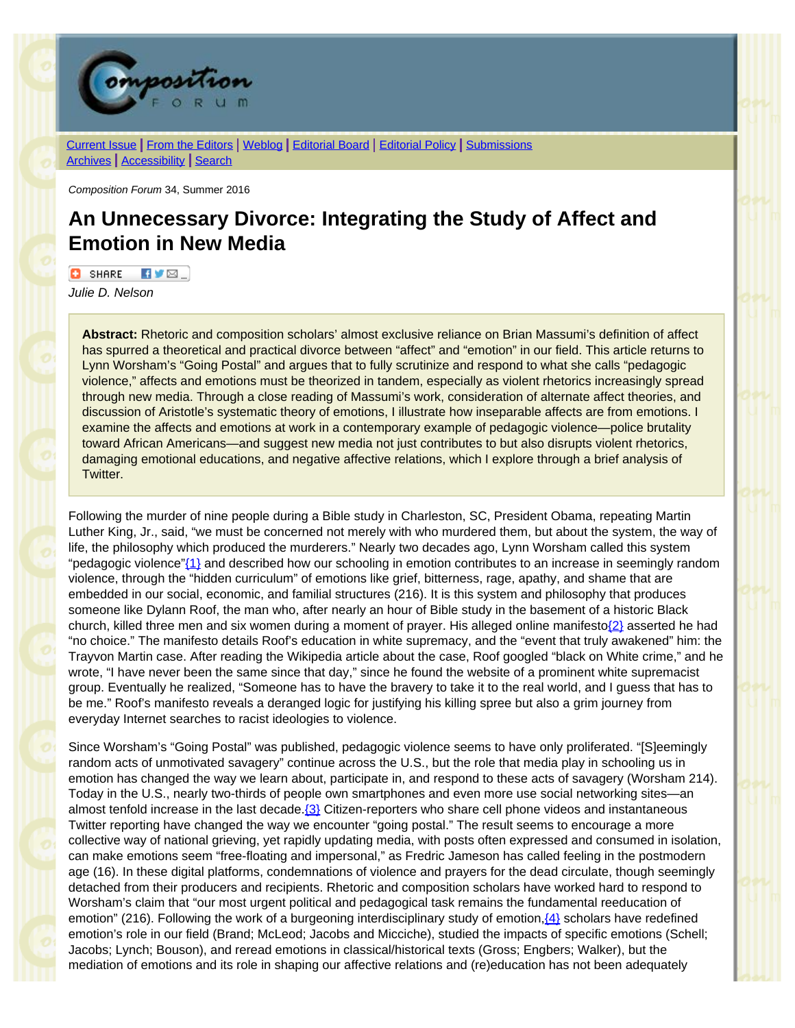*Composition Forum* 34, Summer 2016

# An Unnecessary Divorce: Integrating the Study of Affect and Emotion in New Media

*Julie D. Nelson*

> **Abstract:** Rhetoric and composition scholars' almost exclusive reliance on Brian Massumi's definition of affect has spurred a theoretical and practical divorce between "affect" and "emotion" in our field. This article returns to Lynn Worsham's "Going Postal" and argues that to fully scrutinize and respond to what she calls "pedagogic violence," affects and emotions must be theorized in tandem, especially as violent rhetorics increasingly spread through new media. Through a close reading of Massumi's work, consideration of alternate affect theories, and discussion of Aristotle's systematic theory of emotions, I illustrate how inseparable affects are from emotions. I examine the affects and emotions at work in a contemporary example of pedagogic violence—police brutality toward African Americans—and suggest new media not just contributes to but also disrupts violent rhetorics, damaging emotional educations, and negative affective relations, which I explore through a brief analysis of Twitter.

Following the murder of nine people during a Bible study in Charleston, SC, President Obama, repeating Martin Luther King, Jr., said, "we must be concerned not merely with who murdered them, but about the system, the way of life, the philosophy which produced the murderers." Nearly two decades ago, Lynn Worsham called this system "pedagogic violence"[1] and described how our schooling in emotion contributes to an increase in seemingly random violence, through the "hidden curriculum" of emotions like grief, bitterness, rage, apathy, and shame that are embedded in our social, economic, and familial structures (216). It is this system and philosophy that produces someone like Dylann Roof, the man who, after nearly an hour of Bible study in the basement of a historic Black church, killed three men and six women during a moment of prayer. His alleged online manifesto[2] asserted he had "no choice." The manifesto details Roof's education in white supremacy, and the "event that truly awakened" him: the Trayvon Martin case. After reading the Wikipedia article about the case, Roof googled "black on White crime," and he wrote, "I have never been the same since that day," since he found the website of a prominent white supremacist group. Eventually he realized, "Someone has to have the bravery to take it to the real world, and I guess that has to be me." Roof's manifesto reveals a deranged logic for justifying his killing spree but also a grim journey from everyday Internet searches to racist ideologies to violence.

Since Worsham's "Going Postal" was published, pedagogic violence seems to have only proliferated. "[S]eemingly random acts of unmotivated savagery" continue across the U.S., but the role that media play in schooling us in emotion has changed the way we learn about, participate in, and respond to these acts of savagery (Worsham 214). Today in the U.S., nearly two-thirds of people own smartphones and even more use social networking sites—an almost tenfold increase in the last decade.[3] Citizen-reporters who share cell phone videos and instantaneous Twitter reporting have changed the way we encounter "going postal." The result seems to encourage a more collective way of national grieving, yet rapidly updating media, with posts often expressed and consumed in isolation, can make emotions seem "free-floating and impersonal," as Fredric Jameson has called feeling in the postmodern age (16). In these digital platforms, condemnations of violence and prayers for the dead circulate, though seemingly detached from their producers and recipients. Rhetoric and composition scholars have worked hard to respond to Worsham's claim that "our most urgent political and pedagogical task remains the fundamental reeducation of emotion" (216). Following the work of a burgeoning interdisciplinary study of emotion,[4] scholars have redefined emotion's role in our field (Brand; McLeod; Jacobs and Micciche), studied the impacts of specific emotions (Schell; Jacobs; Lynch; Bouson), and reread emotions in classical/historical texts (Gross; Engbers; Walker), but the mediation of emotions and its role in shaping our affective relations and (re)education has not been adequately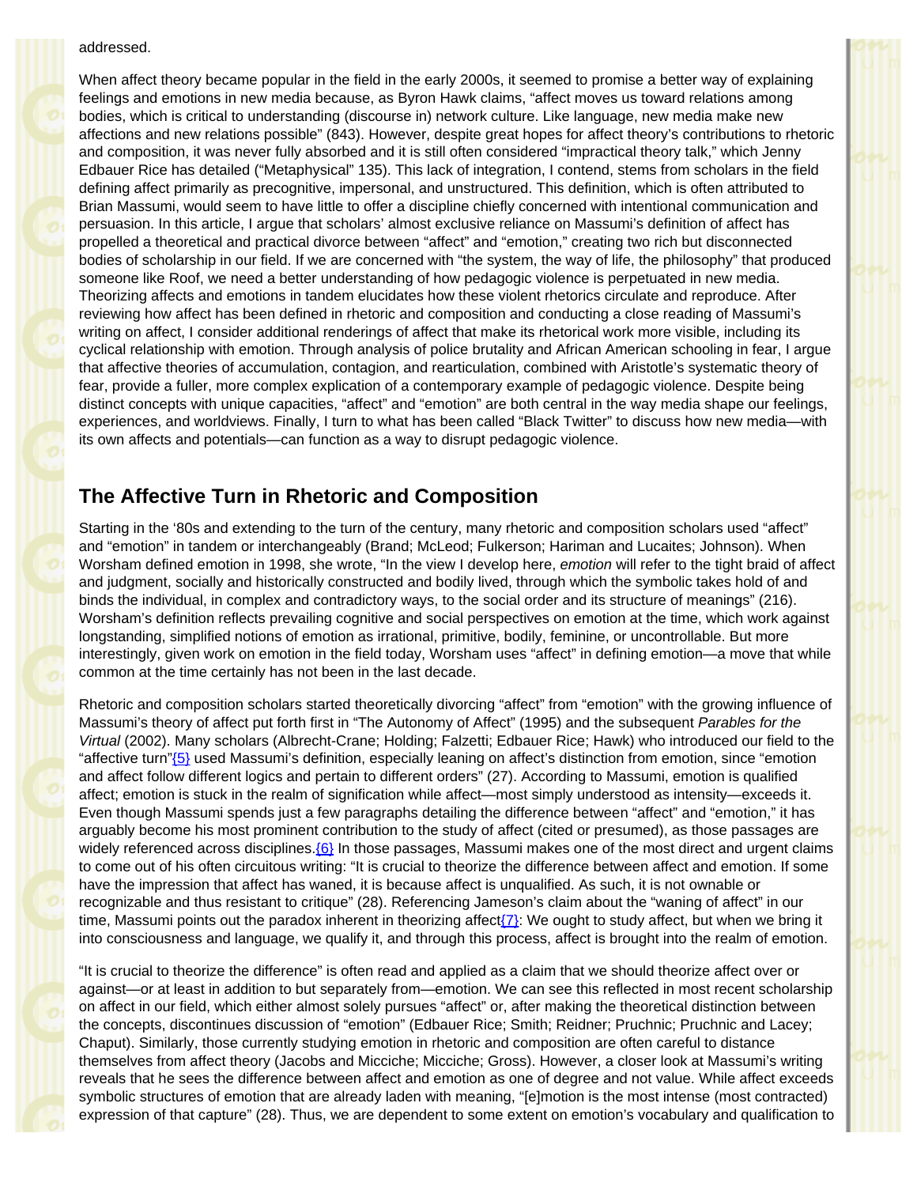addressed.

When affect theory became popular in the field in the early 2000s, it seemed to promise a better way of explaining feelings and emotions in new media because, as Byron Hawk claims, "affect moves us toward relations among bodies, which is critical to understanding (discourse in) network culture. Like language, new media make new affections and new relations possible" (843). However, despite great hopes for affect theory's contributions to rhetoric and composition, it was never fully absorbed and it is still often considered "impractical theory talk," which Jenny Edbauer Rice has detailed ("Metaphysical" 135). This lack of integration, I contend, stems from scholars in the field defining affect primarily as precognitive, impersonal, and unstructured. This definition, which is often attributed to Brian Massumi, would seem to have little to offer a discipline chiefly concerned with intentional communication and persuasion. In this article, I argue that scholars' almost exclusive reliance on Massumi's definition of affect has propelled a theoretical and practical divorce between "affect" and "emotion," creating two rich but disconnected bodies of scholarship in our field. If we are concerned with "the system, the way of life, the philosophy" that produced someone like Roof, we need a better understanding of how pedagogic violence is perpetuated in new media. Theorizing affects and emotions in tandem elucidates how these violent rhetorics circulate and reproduce. After reviewing how affect has been defined in rhetoric and composition and conducting a close reading of Massumi's writing on affect, I consider additional renderings of affect that make its rhetorical work more visible, including its cyclical relationship with emotion. Through analysis of police brutality and African American schooling in fear, I argue that affective theories of accumulation, contagion, and rearticulation, combined with Aristotle's systematic theory of fear, provide a fuller, more complex explication of a contemporary example of pedagogic violence. Despite being distinct concepts with unique capacities, "affect" and "emotion" are both central in the way media shape our feelings, experiences, and worldviews. Finally, I turn to what has been called "Black Twitter" to discuss how new media—with its own affects and potentials—can function as a way to disrupt pedagogic violence.

## The Affective Turn in Rhetoric and Composition

Starting in the '80s and extending to the turn of the century, many rhetoric and composition scholars used "affect" and "emotion" in tandem or interchangeably (Brand; McLeod; Fulkerson; Hariman and Lucaites; Johnson). When Worsham defined emotion in 1998, she wrote, "In the view I develop here, *emotion* will refer to the tight braid of affect and judgment, socially and historically constructed and bodily lived, through which the symbolic takes hold of and binds the individual, in complex and contradictory ways, to the social order and its structure of meanings" (216). Worsham's definition reflects prevailing cognitive and social perspectives on emotion at the time, which work against longstanding, simplified notions of emotion as irrational, primitive, bodily, feminine, or uncontrollable. But more interestingly, given work on emotion in the field today, Worsham uses "affect" in defining emotion—a move that while common at the time certainly has not been in the last decade.

Rhetoric and composition scholars started theoretically divorcing "affect" from "emotion" with the growing influence of Massumi's theory of affect put forth first in "The Autonomy of Affect" (1995) and the subsequent *Parables for the Virtual* (2002). Many scholars (Albrecht-Crane; Holding; Falzetti; Edbauer Rice; Hawk) who introduced our field to the "affective turn"{5} used Massumi's definition, especially leaning on affect's distinction from emotion, since "emotion and affect follow different logics and pertain to different orders" (27). According to Massumi, emotion is qualified affect; emotion is stuck in the realm of signification while affect—most simply understood as intensity—exceeds it. Even though Massumi spends just a few paragraphs detailing the difference between "affect" and "emotion," it has arguably become his most prominent contribution to the study of affect (cited or presumed), as those passages are widely referenced across disciplines.{6} In those passages, Massumi makes one of the most direct and urgent claims to come out of his often circuitous writing: "It is crucial to theorize the difference between affect and emotion. If some have the impression that affect has waned, it is because affect is unqualified. As such, it is not ownable or recognizable and thus resistant to critique" (28). Referencing Jameson's claim about the "waning of affect" in our time, Massumi points out the paradox inherent in theorizing affect{7}: We ought to study affect, but when we bring it into consciousness and language, we qualify it, and through this process, affect is brought into the realm of emotion.

"It is crucial to theorize the difference" is often read and applied as a claim that we should theorize affect over or against—or at least in addition to but separately from—emotion. We can see this reflected in most recent scholarship on affect in our field, which either almost solely pursues "affect" or, after making the theoretical distinction between the concepts, discontinues discussion of "emotion" (Edbauer Rice; Smith; Reidner; Pruchnic; Pruchnic and Lacey; Chaput). Similarly, those currently studying emotion in rhetoric and composition are often careful to distance themselves from affect theory (Jacobs and Micciche; Micciche; Gross). However, a closer look at Massumi's writing reveals that he sees the difference between affect and emotion as one of degree and not value. While affect exceeds symbolic structures of emotion that are already laden with meaning, "[e]motion is the most intense (most contracted) expression of that capture" (28). Thus, we are dependent to some extent on emotion's vocabulary and qualification to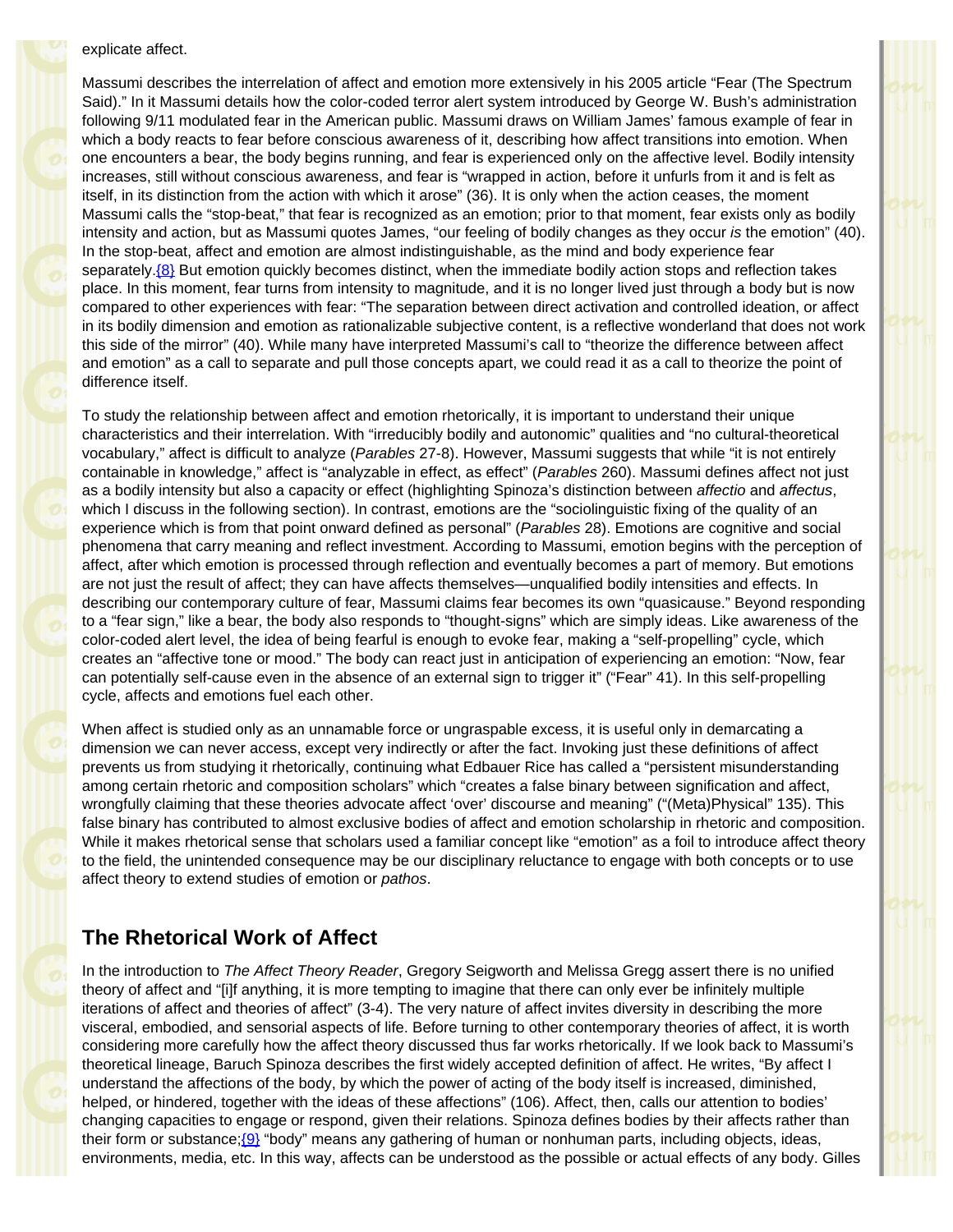explicate affect.

Massumi describes the interrelation of affect and emotion more extensively in his 2005 article "Fear (The Spectrum Said)." In it Massumi details how the color-coded terror alert system introduced by George W. Bush's administration following 9/11 modulated fear in the American public. Massumi draws on William James' famous example of fear in which a body reacts to fear before conscious awareness of it, describing how affect transitions into emotion. When one encounters a bear, the body begins running, and fear is experienced only on the affective level. Bodily intensity increases, still without conscious awareness, and fear is "wrapped in action, before it unfurls from it and is felt as itself, in its distinction from the action with which it arose" (36). It is only when the action ceases, the moment Massumi calls the "stop-beat," that fear is recognized as an emotion; prior to that moment, fear exists only as bodily intensity and action, but as Massumi quotes James, "our feeling of bodily changes as they occur *is* the emotion" (40). In the stop-beat, affect and emotion are almost indistinguishable, as the mind and body experience fear separately.{8} But emotion quickly becomes distinct, when the immediate bodily action stops and reflection takes place. In this moment, fear turns from intensity to magnitude, and it is no longer lived just through a body but is now compared to other experiences with fear: "The separation between direct activation and controlled ideation, or affect in its bodily dimension and emotion as rationalizable subjective content, is a reflective wonderland that does not work this side of the mirror" (40). While many have interpreted Massumi's call to "theorize the difference between affect and emotion" as a call to separate and pull those concepts apart, we could read it as a call to theorize the point of difference itself.

To study the relationship between affect and emotion rhetorically, it is important to understand their unique characteristics and their interrelation. With "irreducibly bodily and autonomic" qualities and "no cultural-theoretical vocabulary," affect is difficult to analyze (*Parables* 27-8). However, Massumi suggests that while "it is not entirely containable in knowledge," affect is "analyzable in effect, as effect" (*Parables* 260). Massumi defines affect not just as a bodily intensity but also a capacity or effect (highlighting Spinoza's distinction between *affectio* and *affectus*, which I discuss in the following section). In contrast, emotions are the "sociolinguistic fixing of the quality of an experience which is from that point onward defined as personal" (*Parables* 28). Emotions are cognitive and social phenomena that carry meaning and reflect investment. According to Massumi, emotion begins with the perception of affect, after which emotion is processed through reflection and eventually becomes a part of memory. But emotions are not just the result of affect; they can have affects themselves—unqualified bodily intensities and effects. In describing our contemporary culture of fear, Massumi claims fear becomes its own "quasicause." Beyond responding to a "fear sign," like a bear, the body also responds to "thought-signs" which are simply ideas. Like awareness of the color-coded alert level, the idea of being fearful is enough to evoke fear, making a "self-propelling" cycle, which creates an "affective tone or mood." The body can react just in anticipation of experiencing an emotion: "Now, fear can potentially self-cause even in the absence of an external sign to trigger it" ("Fear" 41). In this self-propelling cycle, affects and emotions fuel each other.

When affect is studied only as an unnamable force or ungraspable excess, it is useful only in demarcating a dimension we can never access, except very indirectly or after the fact. Invoking just these definitions of affect prevents us from studying it rhetorically, continuing what Edbauer Rice has called a "persistent misunderstanding among certain rhetoric and composition scholars" which "creates a false binary between signification and affect, wrongfully claiming that these theories advocate affect 'over' discourse and meaning" ("(Meta)Physical" 135). This false binary has contributed to almost exclusive bodies of affect and emotion scholarship in rhetoric and composition. While it makes rhetorical sense that scholars used a familiar concept like "emotion" as a foil to introduce affect theory to the field, the unintended consequence may be our disciplinary reluctance to engage with both concepts or to use affect theory to extend studies of emotion or *pathos*.

## The Rhetorical Work of Affect

In the introduction to *The Affect Theory Reader*, Gregory Seigworth and Melissa Gregg assert there is no unified theory of affect and "[i]f anything, it is more tempting to imagine that there can only ever be infinitely multiple iterations of affect and theories of affect" (3-4). The very nature of affect invites diversity in describing the more visceral, embodied, and sensorial aspects of life. Before turning to other contemporary theories of affect, it is worth considering more carefully how the affect theory discussed thus far works rhetorically. If we look back to Massumi's theoretical lineage, Baruch Spinoza describes the first widely accepted definition of affect. He writes, "By affect I understand the affections of the body, by which the power of acting of the body itself is increased, diminished, helped, or hindered, together with the ideas of these affections" (106). Affect, then, calls our attention to bodies' changing capacities to engage or respond, given their relations. Spinoza defines bodies by their affects rather than their form or substance;{9} "body" means any gathering of human or nonhuman parts, including objects, ideas, environments, media, etc. In this way, affects can be understood as the possible or actual effects of any body. Gilles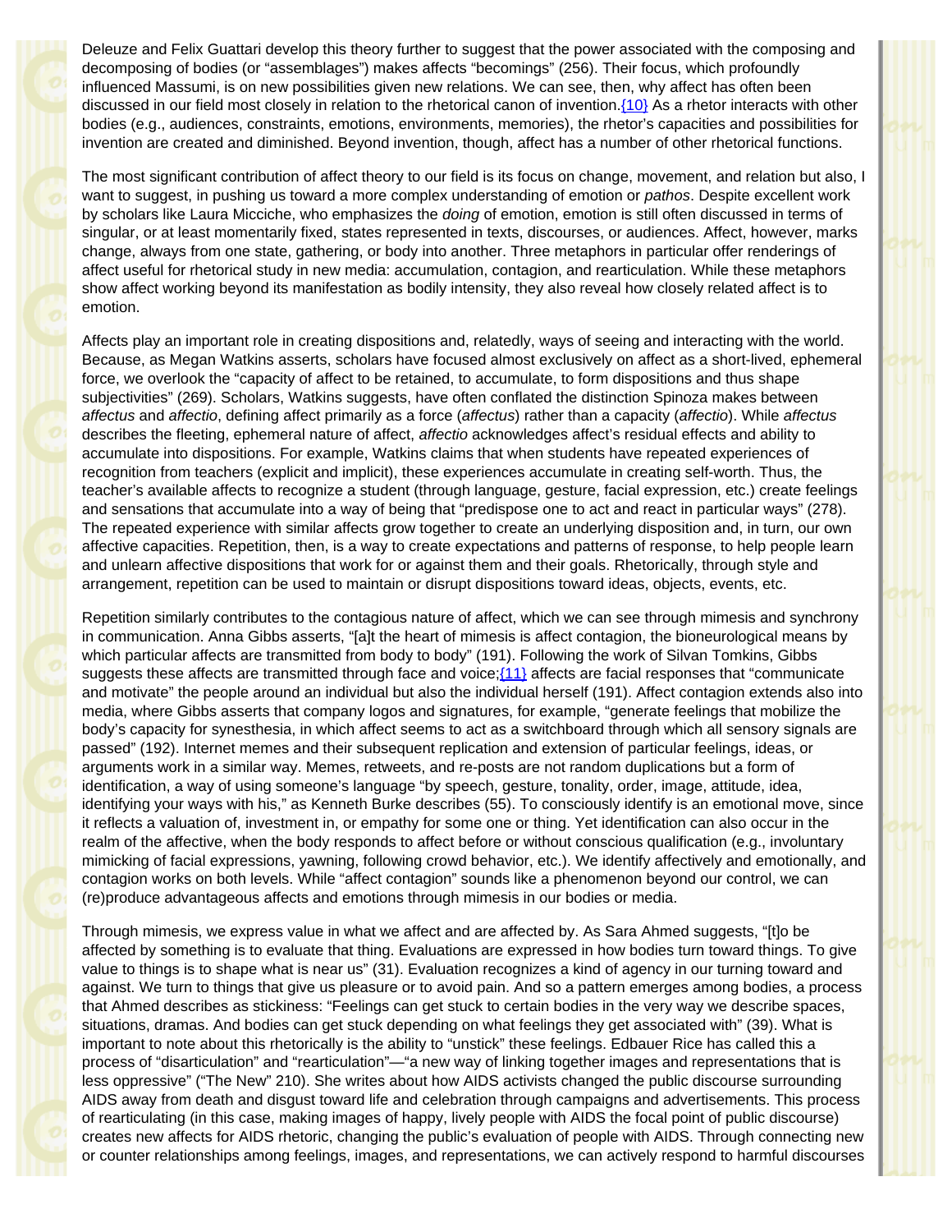Deleuze and Felix Guattari develop this theory further to suggest that the power associated with the composing and decomposing of bodies (or "assemblages") makes affects "becomings" (256). Their focus, which profoundly influenced Massumi, is on new possibilities given new relations. We can see, then, why affect has often been discussed in our field most closely in relation to the rhetorical canon of invention.{10} As a rhetor interacts with other bodies (e.g., audiences, constraints, emotions, environments, memories), the rhetor's capacities and possibilities for invention are created and diminished. Beyond invention, though, affect has a number of other rhetorical functions.

The most significant contribution of affect theory to our field is its focus on change, movement, and relation but also, I want to suggest, in pushing us toward a more complex understanding of emotion or *pathos*. Despite excellent work by scholars like Laura Micciche, who emphasizes the *doing* of emotion, emotion is still often discussed in terms of singular, or at least momentarily fixed, states represented in texts, discourses, or audiences. Affect, however, marks change, always from one state, gathering, or body into another. Three metaphors in particular offer renderings of affect useful for rhetorical study in new media: accumulation, contagion, and rearticulation. While these metaphors show affect working beyond its manifestation as bodily intensity, they also reveal how closely related affect is to emotion.

Affects play an important role in creating dispositions and, relatedly, ways of seeing and interacting with the world. Because, as Megan Watkins asserts, scholars have focused almost exclusively on affect as a short-lived, ephemeral force, we overlook the "capacity of affect to be retained, to accumulate, to form dispositions and thus shape subjectivities" (269). Scholars, Watkins suggests, have often conflated the distinction Spinoza makes between *affectus* and *affectio*, defining affect primarily as a force (*affectus*) rather than a capacity (*affectio*). While *affectus* describes the fleeting, ephemeral nature of affect, *affectio* acknowledges affect's residual effects and ability to accumulate into dispositions. For example, Watkins claims that when students have repeated experiences of recognition from teachers (explicit and implicit), these experiences accumulate in creating self-worth. Thus, the teacher's available affects to recognize a student (through language, gesture, facial expression, etc.) create feelings and sensations that accumulate into a way of being that "predispose one to act and react in particular ways" (278). The repeated experience with similar affects grow together to create an underlying disposition and, in turn, our own affective capacities. Repetition, then, is a way to create expectations and patterns of response, to help people learn and unlearn affective dispositions that work for or against them and their goals. Rhetorically, through style and arrangement, repetition can be used to maintain or disrupt dispositions toward ideas, objects, events, etc.

Repetition similarly contributes to the contagious nature of affect, which we can see through mimesis and synchrony in communication. Anna Gibbs asserts, "[a]t the heart of mimesis is affect contagion, the bioneurological means by which particular affects are transmitted from body to body" (191). Following the work of Silvan Tomkins, Gibbs suggests these affects are transmitted through face and voice;{11} affects are facial responses that "communicate and motivate" the people around an individual but also the individual herself (191). Affect contagion extends also into media, where Gibbs asserts that company logos and signatures, for example, "generate feelings that mobilize the body's capacity for synesthesia, in which affect seems to act as a switchboard through which all sensory signals are passed" (192). Internet memes and their subsequent replication and extension of particular feelings, ideas, or arguments work in a similar way. Memes, retweets, and re-posts are not random duplications but a form of identification, a way of using someone's language "by speech, gesture, tonality, order, image, attitude, idea, identifying your ways with his," as Kenneth Burke describes (55). To consciously identify is an emotional move, since it reflects a valuation of, investment in, or empathy for some one or thing. Yet identification can also occur in the realm of the affective, when the body responds to affect before or without conscious qualification (e.g., involuntary mimicking of facial expressions, yawning, following crowd behavior, etc.). We identify affectively and emotionally, and contagion works on both levels. While "affect contagion" sounds like a phenomenon beyond our control, we can (re)produce advantageous affects and emotions through mimesis in our bodies or media.

Through mimesis, we express value in what we affect and are affected by. As Sara Ahmed suggests, "[t]o be affected by something is to evaluate that thing. Evaluations are expressed in how bodies turn toward things. To give value to things is to shape what is near us" (31). Evaluation recognizes a kind of agency in our turning toward and against. We turn to things that give us pleasure or to avoid pain. And so a pattern emerges among bodies, a process that Ahmed describes as stickiness: "Feelings can get stuck to certain bodies in the very way we describe spaces, situations, dramas. And bodies can get stuck depending on what feelings they get associated with" (39). What is important to note about this rhetorically is the ability to "unstick" these feelings. Edbauer Rice has called this a process of "disarticulation" and "rearticulation"—"a new way of linking together images and representations that is less oppressive" ("The New" 210). She writes about how AIDS activists changed the public discourse surrounding AIDS away from death and disgust toward life and celebration through campaigns and advertisements. This process of rearticulating (in this case, making images of happy, lively people with AIDS the focal point of public discourse) creates new affects for AIDS rhetoric, changing the public's evaluation of people with AIDS. Through connecting new or counter relationships among feelings, images, and representations, we can actively respond to harmful discourses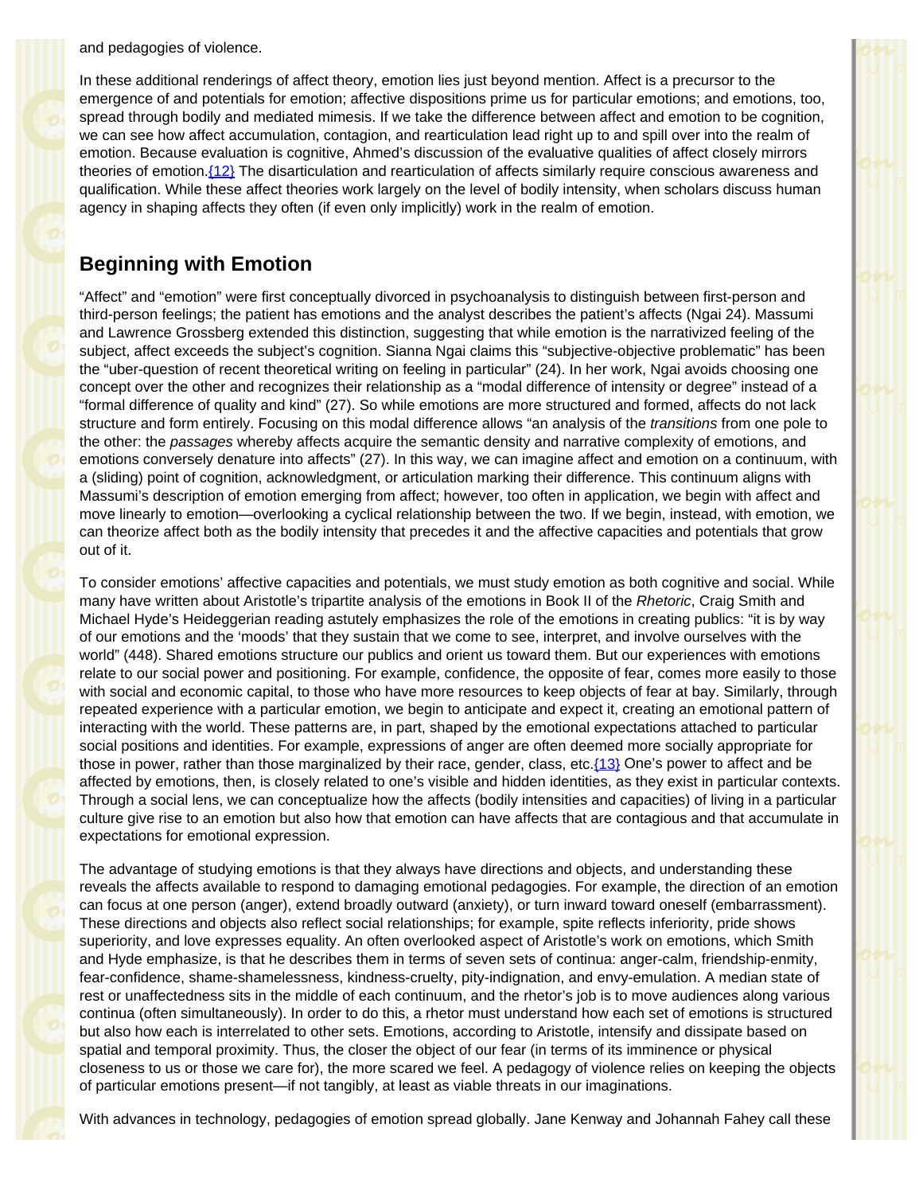and pedagogies of violence.

In these additional renderings of affect theory, emotion lies just beyond mention. Affect is a precursor to the emergence of and potentials for emotion; affective dispositions prime us for particular emotions; and emotions, too, spread through bodily and mediated mimesis. If we take the difference between affect and emotion to be cognition, we can see how affect accumulation, contagion, and rearticulation lead right up to and spill over into the realm of emotion. Because evaluation is cognitive, Ahmed's discussion of the evaluative qualities of affect closely mirrors theories of emotion.{12} The disarticulation and rearticulation of affects similarly require conscious awareness and qualification. While these affect theories work largely on the level of bodily intensity, when scholars discuss human agency in shaping affects they often (if even only implicitly) work in the realm of emotion.

## Beginning with Emotion

"Affect" and "emotion" were first conceptually divorced in psychoanalysis to distinguish between first-person and third-person feelings; the patient has emotions and the analyst describes the patient's affects (Ngai 24). Massumi and Lawrence Grossberg extended this distinction, suggesting that while emotion is the narrativized feeling of the subject, affect exceeds the subject's cognition. Sianna Ngai claims this "subjective-objective problematic" has been the "uber-question of recent theoretical writing on feeling in particular" (24). In her work, Ngai avoids choosing one concept over the other and recognizes their relationship as a "modal difference of intensity or degree" instead of a "formal difference of quality and kind" (27). So while emotions are more structured and formed, affects do not lack structure and form entirely. Focusing on this modal difference allows "an analysis of the *transitions* from one pole to the other: the *passages* whereby affects acquire the semantic density and narrative complexity of emotions, and emotions conversely denature into affects" (27). In this way, we can imagine affect and emotion on a continuum, with a (sliding) point of cognition, acknowledgment, or articulation marking their difference. This continuum aligns with Massumi's description of emotion emerging from affect; however, too often in application, we begin with affect and move linearly to emotion—overlooking a cyclical relationship between the two. If we begin, instead, with emotion, we can theorize affect both as the bodily intensity that precedes it and the affective capacities and potentials that grow out of it.

To consider emotions' affective capacities and potentials, we must study emotion as both cognitive and social. While many have written about Aristotle's tripartite analysis of the emotions in Book II of the *Rhetoric*, Craig Smith and Michael Hyde's Heideggerian reading astutely emphasizes the role of the emotions in creating publics: "it is by way of our emotions and the 'moods' that they sustain that we come to see, interpret, and involve ourselves with the world" (448). Shared emotions structure our publics and orient us toward them. But our experiences with emotions relate to our social power and positioning. For example, confidence, the opposite of fear, comes more easily to those with social and economic capital, to those who have more resources to keep objects of fear at bay. Similarly, through repeated experience with a particular emotion, we begin to anticipate and expect it, creating an emotional pattern of interacting with the world. These patterns are, in part, shaped by the emotional expectations attached to particular social positions and identities. For example, expressions of anger are often deemed more socially appropriate for those in power, rather than those marginalized by their race, gender, class, etc.{13} One's power to affect and be affected by emotions, then, is closely related to one's visible and hidden identities, as they exist in particular contexts. Through a social lens, we can conceptualize how the affects (bodily intensities and capacities) of living in a particular culture give rise to an emotion but also how that emotion can have affects that are contagious and that accumulate in expectations for emotional expression.

The advantage of studying emotions is that they always have directions and objects, and understanding these reveals the affects available to respond to damaging emotional pedagogies. For example, the direction of an emotion can focus at one person (anger), extend broadly outward (anxiety), or turn inward toward oneself (embarrassment). These directions and objects also reflect social relationships; for example, spite reflects inferiority, pride shows superiority, and love expresses equality. An often overlooked aspect of Aristotle's work on emotions, which Smith and Hyde emphasize, is that he describes them in terms of seven sets of continua: anger-calm, friendship-enmity, fear-confidence, shame-shamelessness, kindness-cruelty, pity-indignation, and envy-emulation. A median state of rest or unaffectedness sits in the middle of each continuum, and the rhetor's job is to move audiences along various continua (often simultaneously). In order to do this, a rhetor must understand how each set of emotions is structured but also how each is interrelated to other sets. Emotions, according to Aristotle, intensify and dissipate based on spatial and temporal proximity. Thus, the closer the object of our fear (in terms of its imminence or physical closeness to us or those we care for), the more scared we feel. A pedagogy of violence relies on keeping the objects of particular emotions present—if not tangibly, at least as viable threats in our imaginations.

With advances in technology, pedagogies of emotion spread globally. Jane Kenway and Johannah Fahey call these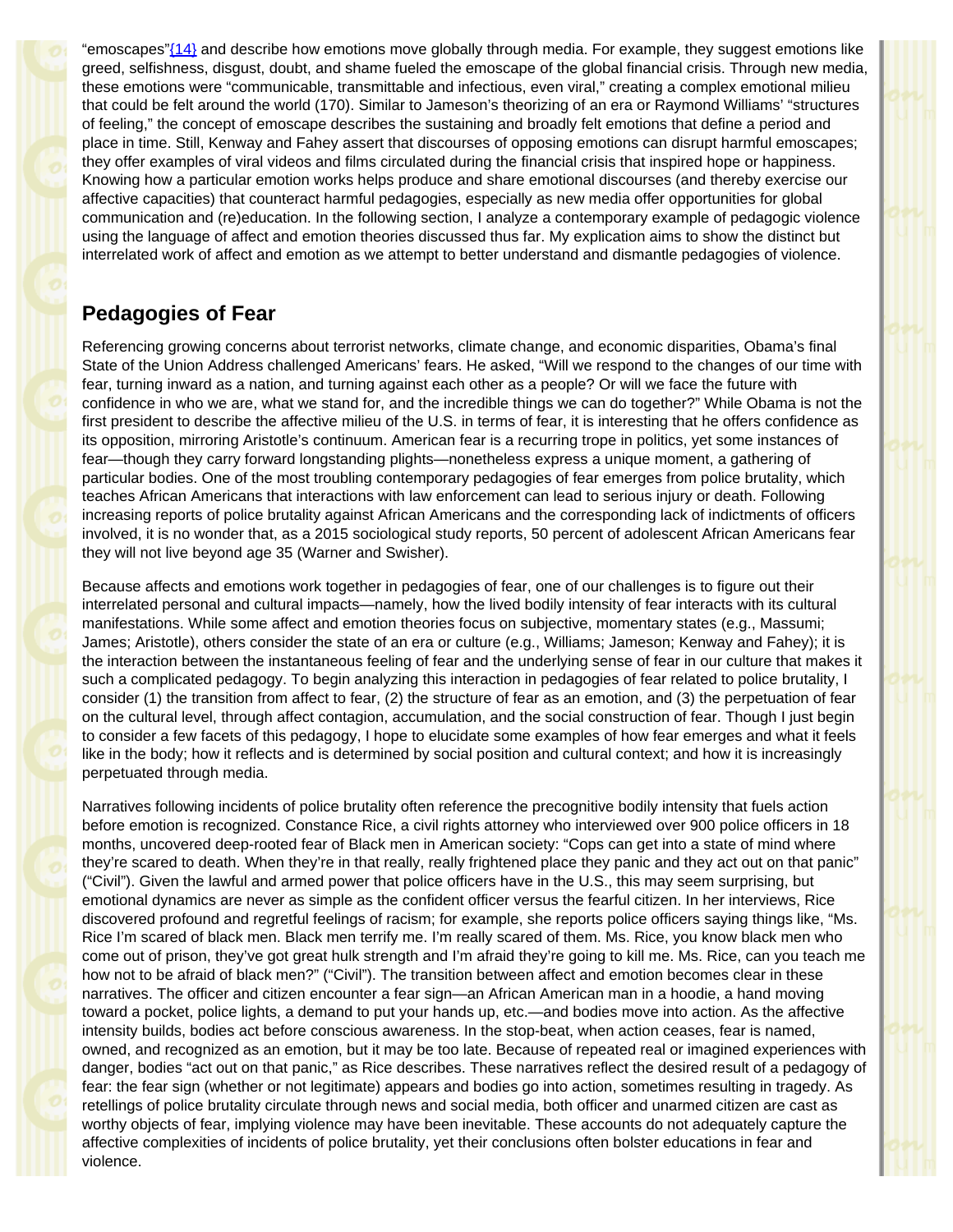"emoscapes"{14} and describe how emotions move globally through media. For example, they suggest emotions like greed, selfishness, disgust, doubt, and shame fueled the emoscape of the global financial crisis. Through new media, these emotions were "communicable, transmittable and infectious, even viral," creating a complex emotional milieu that could be felt around the world (170). Similar to Jameson's theorizing of an era or Raymond Williams' "structures of feeling," the concept of emoscape describes the sustaining and broadly felt emotions that define a period and place in time. Still, Kenway and Fahey assert that discourses of opposing emotions can disrupt harmful emoscapes; they offer examples of viral videos and films circulated during the financial crisis that inspired hope or happiness. Knowing how a particular emotion works helps produce and share emotional discourses (and thereby exercise our affective capacities) that counteract harmful pedagogies, especially as new media offer opportunities for global communication and (re)education. In the following section, I analyze a contemporary example of pedagogic violence using the language of affect and emotion theories discussed thus far. My explication aims to show the distinct but interrelated work of affect and emotion as we attempt to better understand and dismantle pedagogies of violence.

## Pedagogies of Fear

Referencing growing concerns about terrorist networks, climate change, and economic disparities, Obama's final State of the Union Address challenged Americans' fears. He asked, "Will we respond to the changes of our time with fear, turning inward as a nation, and turning against each other as a people? Or will we face the future with confidence in who we are, what we stand for, and the incredible things we can do together?" While Obama is not the first president to describe the affective milieu of the U.S. in terms of fear, it is interesting that he offers confidence as its opposition, mirroring Aristotle's continuum. American fear is a recurring trope in politics, yet some instances of fear—though they carry forward longstanding plights—nonetheless express a unique moment, a gathering of particular bodies. One of the most troubling contemporary pedagogies of fear emerges from police brutality, which teaches African Americans that interactions with law enforcement can lead to serious injury or death. Following increasing reports of police brutality against African Americans and the corresponding lack of indictments of officers involved, it is no wonder that, as a 2015 sociological study reports, 50 percent of adolescent African Americans fear they will not live beyond age 35 (Warner and Swisher).

Because affects and emotions work together in pedagogies of fear, one of our challenges is to figure out their interrelated personal and cultural impacts—namely, how the lived bodily intensity of fear interacts with its cultural manifestations. While some affect and emotion theories focus on subjective, momentary states (e.g., Massumi; James; Aristotle), others consider the state of an era or culture (e.g., Williams; Jameson; Kenway and Fahey); it is the interaction between the instantaneous feeling of fear and the underlying sense of fear in our culture that makes it such a complicated pedagogy. To begin analyzing this interaction in pedagogies of fear related to police brutality, I consider (1) the transition from affect to fear, (2) the structure of fear as an emotion, and (3) the perpetuation of fear on the cultural level, through affect contagion, accumulation, and the social construction of fear. Though I just begin to consider a few facets of this pedagogy, I hope to elucidate some examples of how fear emerges and what it feels like in the body; how it reflects and is determined by social position and cultural context; and how it is increasingly perpetuated through media.

Narratives following incidents of police brutality often reference the precognitive bodily intensity that fuels action before emotion is recognized. Constance Rice, a civil rights attorney who interviewed over 900 police officers in 18 months, uncovered deep-rooted fear of Black men in American society: "Cops can get into a state of mind where they're scared to death. When they're in that really, really frightened place they panic and they act out on that panic" ("Civil"). Given the lawful and armed power that police officers have in the U.S., this may seem surprising, but emotional dynamics are never as simple as the confident officer versus the fearful citizen. In her interviews, Rice discovered profound and regretful feelings of racism; for example, she reports police officers saying things like, "Ms. Rice I'm scared of black men. Black men terrify me. I'm really scared of them. Ms. Rice, you know black men who come out of prison, they've got great hulk strength and I'm afraid they're going to kill me. Ms. Rice, can you teach me how not to be afraid of black men?" ("Civil"). The transition between affect and emotion becomes clear in these narratives. The officer and citizen encounter a fear sign—an African American man in a hoodie, a hand moving toward a pocket, police lights, a demand to put your hands up, etc.—and bodies move into action. As the affective intensity builds, bodies act before conscious awareness. In the stop-beat, when action ceases, fear is named, owned, and recognized as an emotion, but it may be too late. Because of repeated real or imagined experiences with danger, bodies "act out on that panic," as Rice describes. These narratives reflect the desired result of a pedagogy of fear: the fear sign (whether or not legitimate) appears and bodies go into action, sometimes resulting in tragedy. As retellings of police brutality circulate through news and social media, both officer and unarmed citizen are cast as worthy objects of fear, implying violence may have been inevitable. These accounts do not adequately capture the affective complexities of incidents of police brutality, yet their conclusions often bolster educations in fear and violence.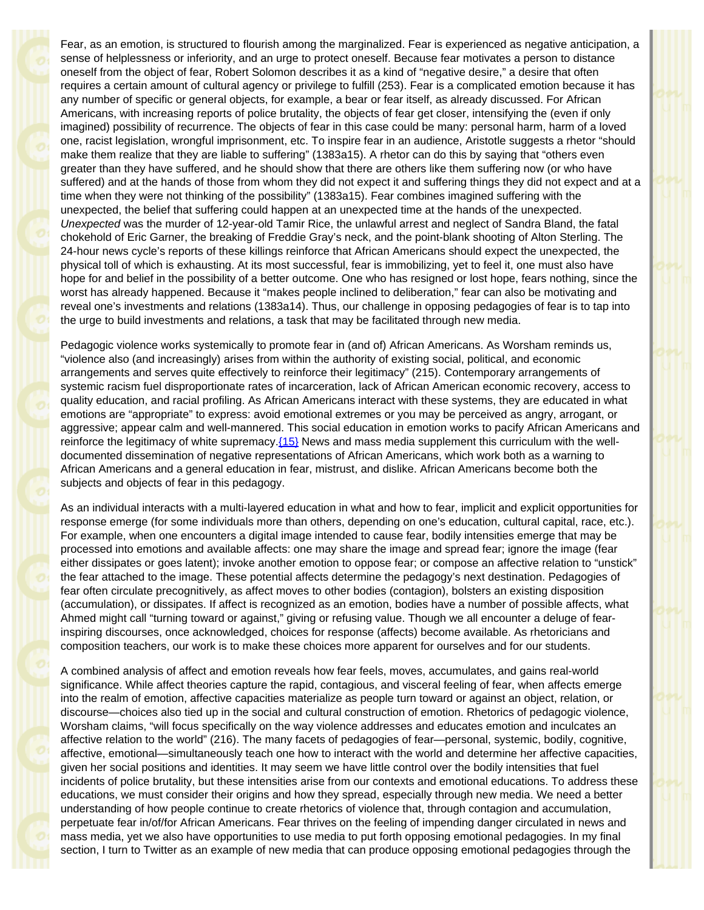Fear, as an emotion, is structured to flourish among the marginalized. Fear is experienced as negative anticipation, a sense of helplessness or inferiority, and an urge to protect oneself. Because fear motivates a person to distance oneself from the object of fear, Robert Solomon describes it as a kind of "negative desire," a desire that often requires a certain amount of cultural agency or privilege to fulfill (253). Fear is a complicated emotion because it has any number of specific or general objects, for example, a bear or fear itself, as already discussed. For African Americans, with increasing reports of police brutality, the objects of fear get closer, intensifying the (even if only imagined) possibility of recurrence. The objects of fear in this case could be many: personal harm, harm of a loved one, racist legislation, wrongful imprisonment, etc. To inspire fear in an audience, Aristotle suggests a rhetor "should make them realize that they are liable to suffering" (1383a15). A rhetor can do this by saying that "others even greater than they have suffered, and he should show that there are others like them suffering now (or who have suffered) and at the hands of those from whom they did not expect it and suffering things they did not expect and at a time when they were not thinking of the possibility" (1383a15). Fear combines imagined suffering with the unexpected, the belief that suffering could happen at an unexpected time at the hands of the unexpected. *Unexpected* was the murder of 12-year-old Tamir Rice, the unlawful arrest and neglect of Sandra Bland, the fatal chokehold of Eric Garner, the breaking of Freddie Gray's neck, and the point-blank shooting of Alton Sterling. The 24-hour news cycle's reports of these killings reinforce that African Americans should expect the unexpected, the physical toll of which is exhausting. At its most successful, fear is immobilizing, yet to feel it, one must also have hope for and belief in the possibility of a better outcome. One who has resigned or lost hope, fears nothing, since the worst has already happened. Because it "makes people inclined to deliberation," fear can also be motivating and reveal one's investments and relations (1383a14). Thus, our challenge in opposing pedagogies of fear is to tap into the urge to build investments and relations, a task that may be facilitated through new media.

Pedagogic violence works systemically to promote fear in (and of) African Americans. As Worsham reminds us, "violence also (and increasingly) arises from within the authority of existing social, political, and economic arrangements and serves quite effectively to reinforce their legitimacy" (215). Contemporary arrangements of systemic racism fuel disproportionate rates of incarceration, lack of African American economic recovery, access to quality education, and racial profiling. As African Americans interact with these systems, they are educated in what emotions are "appropriate" to express: avoid emotional extremes or you may be perceived as angry, arrogant, or aggressive; appear calm and well-mannered. This social education in emotion works to pacify African Americans and reinforce the legitimacy of white supremacy.{15} News and mass media supplement this curriculum with the well-documented dissemination of negative representations of African Americans, which work both as a warning to African Americans and a general education in fear, mistrust, and dislike. African Americans become both the subjects and objects of fear in this pedagogy.

As an individual interacts with a multi-layered education in what and how to fear, implicit and explicit opportunities for response emerge (for some individuals more than others, depending on one's education, cultural capital, race, etc.). For example, when one encounters a digital image intended to cause fear, bodily intensities emerge that may be processed into emotions and available affects: one may share the image and spread fear; ignore the image (fear either dissipates or goes latent); invoke another emotion to oppose fear; or compose an affective relation to "unstick" the fear attached to the image. These potential affects determine the pedagogy's next destination. Pedagogies of fear often circulate precognitively, as affect moves to other bodies (contagion), bolsters an existing disposition (accumulation), or dissipates. If affect is recognized as an emotion, bodies have a number of possible affects, what Ahmed might call "turning toward or against," giving or refusing value. Though we all encounter a deluge of fear-inspiring discourses, once acknowledged, choices for response (affects) become available. As rhetoricians and composition teachers, our work is to make these choices more apparent for ourselves and for our students.

A combined analysis of affect and emotion reveals how fear feels, moves, accumulates, and gains real-world significance. While affect theories capture the rapid, contagious, and visceral feeling of fear, when affects emerge into the realm of emotion, affective capacities materialize as people turn toward or against an object, relation, or discourse—choices also tied up in the social and cultural construction of emotion. Rhetorics of pedagogic violence, Worsham claims, "will focus specifically on the way violence addresses and educates emotion and inculcates an affective relation to the world" (216). The many facets of pedagogies of fear—personal, systemic, bodily, cognitive, affective, emotional—simultaneously teach one how to interact with the world and determine her affective capacities, given her social positions and identities. It may seem we have little control over the bodily intensities that fuel incidents of police brutality, but these intensities arise from our contexts and emotional educations. To address these educations, we must consider their origins and how they spread, especially through new media. We need a better understanding of how people continue to create rhetorics of violence that, through contagion and accumulation, perpetuate fear in/of/for African Americans. Fear thrives on the feeling of impending danger circulated in news and mass media, yet we also have opportunities to use media to put forth opposing emotional pedagogies. In my final section, I turn to Twitter as an example of new media that can produce opposing emotional pedagogies through the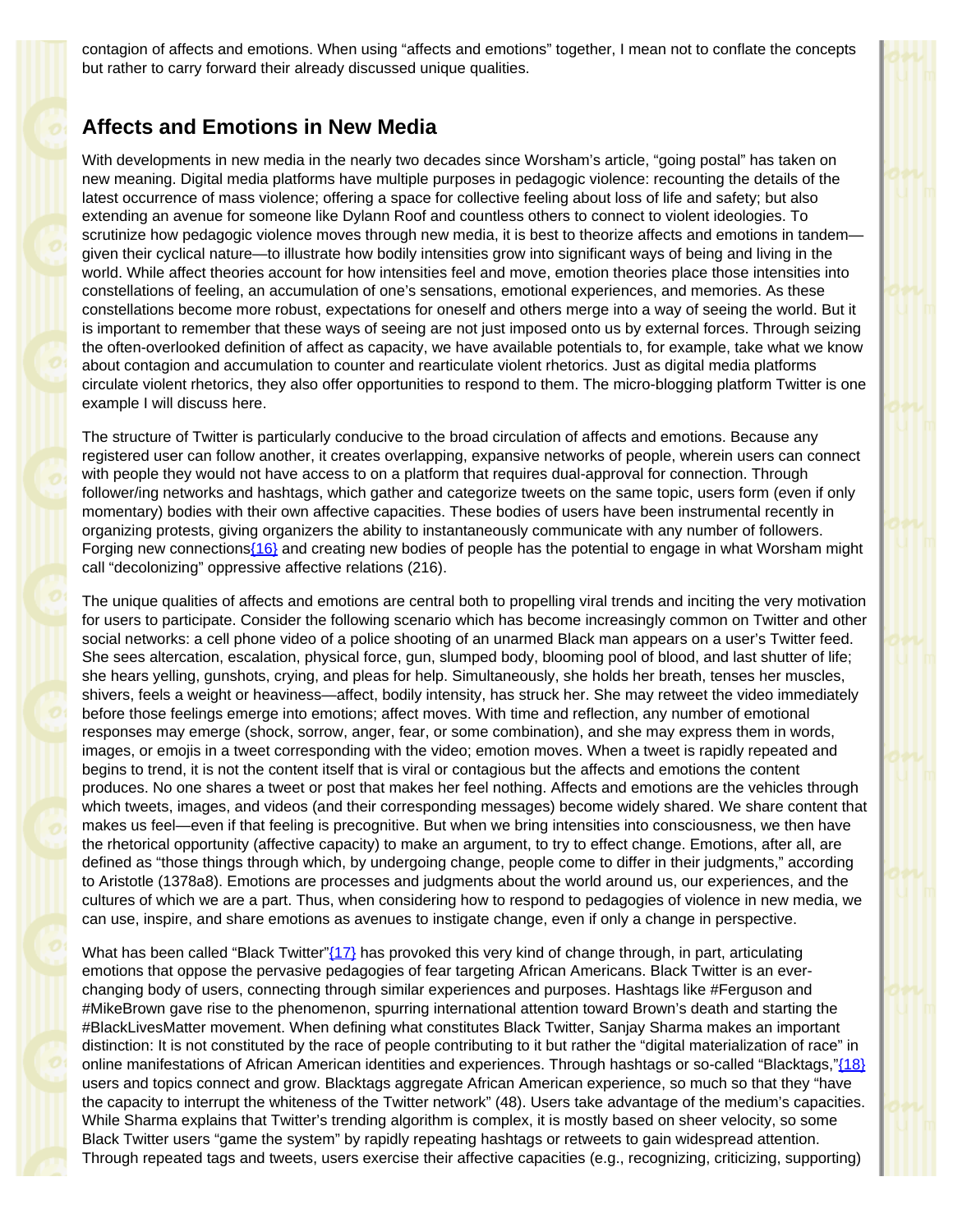contagion of affects and emotions. When using "affects and emotions" together, I mean not to conflate the concepts but rather to carry forward their already discussed unique qualities.

## Affects and Emotions in New Media

With developments in new media in the nearly two decades since Worsham's article, "going postal" has taken on new meaning. Digital media platforms have multiple purposes in pedagogic violence: recounting the details of the latest occurrence of mass violence; offering a space for collective feeling about loss of life and safety; but also extending an avenue for someone like Dylann Roof and countless others to connect to violent ideologies. To scrutinize how pedagogic violence moves through new media, it is best to theorize affects and emotions in tandem—given their cyclical nature—to illustrate how bodily intensities grow into significant ways of being and living in the world. While affect theories account for how intensities feel and move, emotion theories place those intensities into constellations of feeling, an accumulation of one's sensations, emotional experiences, and memories. As these constellations become more robust, expectations for oneself and others merge into a way of seeing the world. But it is important to remember that these ways of seeing are not just imposed onto us by external forces. Through seizing the often-overlooked definition of affect as capacity, we have available potentials to, for example, take what we know about contagion and accumulation to counter and rearticulate violent rhetorics. Just as digital media platforms circulate violent rhetorics, they also offer opportunities to respond to them. The micro-blogging platform Twitter is one example I will discuss here.

The structure of Twitter is particularly conducive to the broad circulation of affects and emotions. Because any registered user can follow another, it creates overlapping, expansive networks of people, wherein users can connect with people they would not have access to on a platform that requires dual-approval for connection. Through follower/ing networks and hashtags, which gather and categorize tweets on the same topic, users form (even if only momentary) bodies with their own affective capacities. These bodies of users have been instrumental recently in organizing protests, giving organizers the ability to instantaneously communicate with any number of followers. Forging new connections{16} and creating new bodies of people has the potential to engage in what Worsham might call "decolonizing" oppressive affective relations (216).

The unique qualities of affects and emotions are central both to propelling viral trends and inciting the very motivation for users to participate. Consider the following scenario which has become increasingly common on Twitter and other social networks: a cell phone video of a police shooting of an unarmed Black man appears on a user's Twitter feed. She sees altercation, escalation, physical force, gun, slumped body, blooming pool of blood, and last shutter of life; she hears yelling, gunshots, crying, and pleas for help. Simultaneously, she holds her breath, tenses her muscles, shivers, feels a weight or heaviness—affect, bodily intensity, has struck her. She may retweet the video immediately before those feelings emerge into emotions; affect moves. With time and reflection, any number of emotional responses may emerge (shock, sorrow, anger, fear, or some combination), and she may express them in words, images, or emojis in a tweet corresponding with the video; emotion moves. When a tweet is rapidly repeated and begins to trend, it is not the content itself that is viral or contagious but the affects and emotions the content produces. No one shares a tweet or post that makes her feel nothing. Affects and emotions are the vehicles through which tweets, images, and videos (and their corresponding messages) become widely shared. We share content that makes us feel—even if that feeling is precognitive. But when we bring intensities into consciousness, we then have the rhetorical opportunity (affective capacity) to make an argument, to try to effect change. Emotions, after all, are defined as "those things through which, by undergoing change, people come to differ in their judgments," according to Aristotle (1378a8). Emotions are processes and judgments about the world around us, our experiences, and the cultures of which we are a part. Thus, when considering how to respond to pedagogies of violence in new media, we can use, inspire, and share emotions as avenues to instigate change, even if only a change in perspective.

What has been called "Black Twitter"{17} has provoked this very kind of change through, in part, articulating emotions that oppose the pervasive pedagogies of fear targeting African Americans. Black Twitter is an ever-changing body of users, connecting through similar experiences and purposes. Hashtags like #Ferguson and #MikeBrown gave rise to the phenomenon, spurring international attention toward Brown's death and starting the #BlackLivesMatter movement. When defining what constitutes Black Twitter, Sanjay Sharma makes an important distinction: It is not constituted by the race of people contributing to it but rather the "digital materialization of race" in online manifestations of African American identities and experiences. Through hashtags or so-called "Blacktags,"{18} users and topics connect and grow. Blacktags aggregate African American experience, so much so that they "have the capacity to interrupt the whiteness of the Twitter network" (48). Users take advantage of the medium's capacities. While Sharma explains that Twitter's trending algorithm is complex, it is mostly based on sheer velocity, so some Black Twitter users "game the system" by rapidly repeating hashtags or retweets to gain widespread attention. Through repeated tags and tweets, users exercise their affective capacities (e.g., recognizing, criticizing, supporting)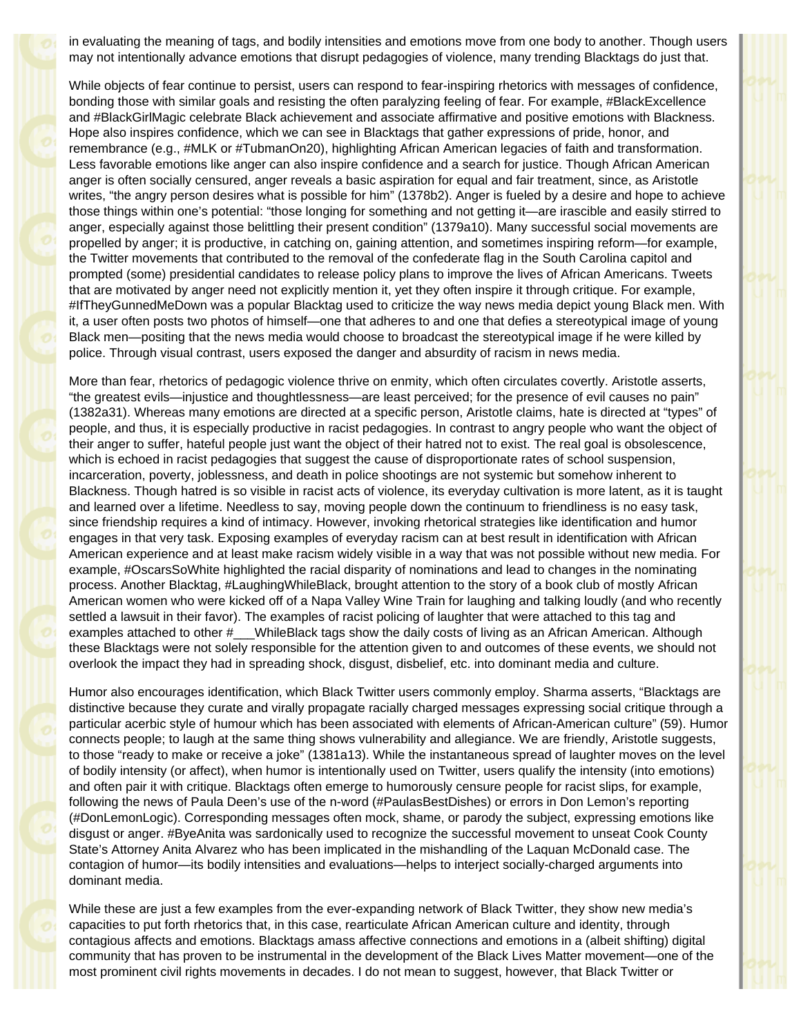in evaluating the meaning of tags, and bodily intensities and emotions move from one body to another. Though users may not intentionally advance emotions that disrupt pedagogies of violence, many trending Blacktags do just that.

While objects of fear continue to persist, users can respond to fear-inspiring rhetorics with messages of confidence, bonding those with similar goals and resisting the often paralyzing feeling of fear. For example, #BlackExcellence and #BlackGirlMagic celebrate Black achievement and associate affirmative and positive emotions with Blackness. Hope also inspires confidence, which we can see in Blacktags that gather expressions of pride, honor, and remembrance (e.g., #MLK or #TubmanOn20), highlighting African American legacies of faith and transformation. Less favorable emotions like anger can also inspire confidence and a search for justice. Though African American anger is often socially censured, anger reveals a basic aspiration for equal and fair treatment, since, as Aristotle writes, "the angry person desires what is possible for him" (1378b2). Anger is fueled by a desire and hope to achieve those things within one's potential: "those longing for something and not getting it—are irascible and easily stirred to anger, especially against those belittling their present condition" (1379a10). Many successful social movements are propelled by anger; it is productive, in catching on, gaining attention, and sometimes inspiring reform—for example, the Twitter movements that contributed to the removal of the confederate flag in the South Carolina capitol and prompted (some) presidential candidates to release policy plans to improve the lives of African Americans. Tweets that are motivated by anger need not explicitly mention it, yet they often inspire it through critique. For example, #IfTheyGunnedMeDown was a popular Blacktag used to criticize the way news media depict young Black men. With it, a user often posts two photos of himself—one that adheres to and one that defies a stereotypical image of young Black men—positing that the news media would choose to broadcast the stereotypical image if he were killed by police. Through visual contrast, users exposed the danger and absurdity of racism in news media.

More than fear, rhetorics of pedagogic violence thrive on enmity, which often circulates covertly. Aristotle asserts, "the greatest evils—injustice and thoughtlessness—are least perceived; for the presence of evil causes no pain" (1382a31). Whereas many emotions are directed at a specific person, Aristotle claims, hate is directed at "types" of people, and thus, it is especially productive in racist pedagogies. In contrast to angry people who want the object of their anger to suffer, hateful people just want the object of their hatred not to exist. The real goal is obsolescence, which is echoed in racist pedagogies that suggest the cause of disproportionate rates of school suspension, incarceration, poverty, joblessness, and death in police shootings are not systemic but somehow inherent to Blackness. Though hatred is so visible in racist acts of violence, its everyday cultivation is more latent, as it is taught and learned over a lifetime. Needless to say, moving people down the continuum to friendliness is no easy task, since friendship requires a kind of intimacy. However, invoking rhetorical strategies like identification and humor engages in that very task. Exposing examples of everyday racism can at best result in identification with African American experience and at least make racism widely visible in a way that was not possible without new media. For example, #OscarsSoWhite highlighted the racial disparity of nominations and lead to changes in the nominating process. Another Blacktag, #LaughingWhileBlack, brought attention to the story of a book club of mostly African American women who were kicked off of a Napa Valley Wine Train for laughing and talking loudly (and who recently settled a lawsuit in their favor). The examples of racist policing of laughter that were attached to this tag and examples attached to other #___WhileBlack tags show the daily costs of living as an African American. Although these Blacktags were not solely responsible for the attention given to and outcomes of these events, we should not overlook the impact they had in spreading shock, disgust, disbelief, etc. into dominant media and culture.

Humor also encourages identification, which Black Twitter users commonly employ. Sharma asserts, "Blacktags are distinctive because they curate and virally propagate racially charged messages expressing social critique through a particular acerbic style of humour which has been associated with elements of African-American culture" (59). Humor connects people; to laugh at the same thing shows vulnerability and allegiance. We are friendly, Aristotle suggests, to those "ready to make or receive a joke" (1381a13). While the instantaneous spread of laughter moves on the level of bodily intensity (or affect), when humor is intentionally used on Twitter, users qualify the intensity (into emotions) and often pair it with critique. Blacktags often emerge to humorously censure people for racist slips, for example, following the news of Paula Deen's use of the n-word (#PaulasBestDishes) or errors in Don Lemon's reporting (#DonLemonLogic). Corresponding messages often mock, shame, or parody the subject, expressing emotions like disgust or anger. #ByeAnita was sardonically used to recognize the successful movement to unseat Cook County State's Attorney Anita Alvarez who has been implicated in the mishandling of the Laquan McDonald case. The contagion of humor—its bodily intensities and evaluations—helps to interject socially-charged arguments into dominant media.

While these are just a few examples from the ever-expanding network of Black Twitter, they show new media's capacities to put forth rhetorics that, in this case, rearticulate African American culture and identity, through contagious affects and emotions. Blacktags amass affective connections and emotions in a (albeit shifting) digital community that has proven to be instrumental in the development of the Black Lives Matter movement—one of the most prominent civil rights movements in decades. I do not mean to suggest, however, that Black Twitter or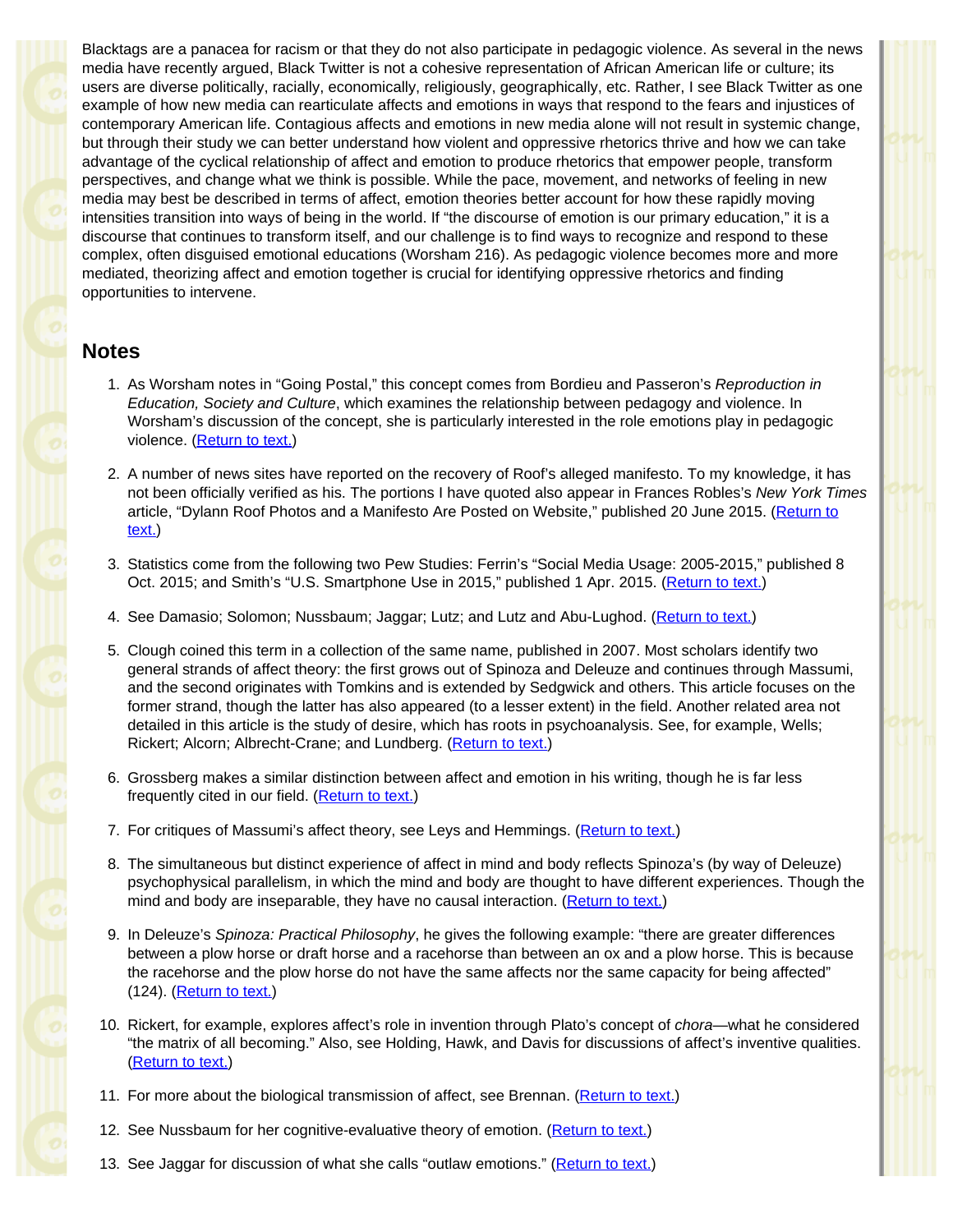Blacktags are a panacea for racism or that they do not also participate in pedagogic violence. As several in the news media have recently argued, Black Twitter is not a cohesive representation of African American life or culture; its users are diverse politically, racially, economically, religiously, geographically, etc. Rather, I see Black Twitter as one example of how new media can rearticulate affects and emotions in ways that respond to the fears and injustices of contemporary American life. Contagious affects and emotions in new media alone will not result in systemic change, but through their study we can better understand how violent and oppressive rhetorics thrive and how we can take advantage of the cyclical relationship of affect and emotion to produce rhetorics that empower people, transform perspectives, and change what we think is possible. While the pace, movement, and networks of feeling in new media may best be described in terms of affect, emotion theories better account for how these rapidly moving intensities transition into ways of being in the world. If "the discourse of emotion is our primary education," it is a discourse that continues to transform itself, and our challenge is to find ways to recognize and respond to these complex, often disguised emotional educations (Worsham 216). As pedagogic violence becomes more and more mediated, theorizing affect and emotion together is crucial for identifying oppressive rhetorics and finding opportunities to intervene.

## Notes

1. As Worsham notes in "Going Postal," this concept comes from Bordieu and Passeron's *Reproduction in Education, Society and Culture*, which examines the relationship between pedagogy and violence. In Worsham's discussion of the concept, she is particularly interested in the role emotions play in pedagogic violence. (Return to text.)

2. A number of news sites have reported on the recovery of Roof's alleged manifesto. To my knowledge, it has not been officially verified as his. The portions I have quoted also appear in Frances Robles's *New York Times* article, "Dylann Roof Photos and a Manifesto Are Posted on Website," published 20 June 2015. (Return to text.)

3. Statistics come from the following two Pew Studies: Ferrin's "Social Media Usage: 2005-2015," published 8 Oct. 2015; and Smith's "U.S. Smartphone Use in 2015," published 1 Apr. 2015. (Return to text.)

4. See Damasio; Solomon; Nussbaum; Jaggar; Lutz; and Lutz and Abu-Lughod. (Return to text.)

5. Clough coined this term in a collection of the same name, published in 2007. Most scholars identify two general strands of affect theory: the first grows out of Spinoza and Deleuze and continues through Massumi, and the second originates with Tomkins and is extended by Sedgwick and others. This article focuses on the former strand, though the latter has also appeared (to a lesser extent) in the field. Another related area not detailed in this article is the study of desire, which has roots in psychoanalysis. See, for example, Wells; Rickert; Alcorn; Albrecht-Crane; and Lundberg. (Return to text.)

6. Grossberg makes a similar distinction between affect and emotion in his writing, though he is far less frequently cited in our field. (Return to text.)

7. For critiques of Massumi's affect theory, see Leys and Hemmings. (Return to text.)

8. The simultaneous but distinct experience of affect in mind and body reflects Spinoza's (by way of Deleuze) psychophysical parallelism, in which the mind and body are thought to have different experiences. Though the mind and body are inseparable, they have no causal interaction. (Return to text.)

9. In Deleuze's *Spinoza: Practical Philosophy*, he gives the following example: "there are greater differences between a plow horse or draft horse and a racehorse than between an ox and a plow horse. This is because the racehorse and the plow horse do not have the same affects nor the same capacity for being affected" (124). (Return to text.)

10. Rickert, for example, explores affect's role in invention through Plato's concept of *chora*—what he considered "the matrix of all becoming." Also, see Holding, Hawk, and Davis for discussions of affect's inventive qualities. (Return to text.)

11. For more about the biological transmission of affect, see Brennan. (Return to text.)

12. See Nussbaum for her cognitive-evaluative theory of emotion. (Return to text.)

13. See Jaggar for discussion of what she calls "outlaw emotions." (Return to text.)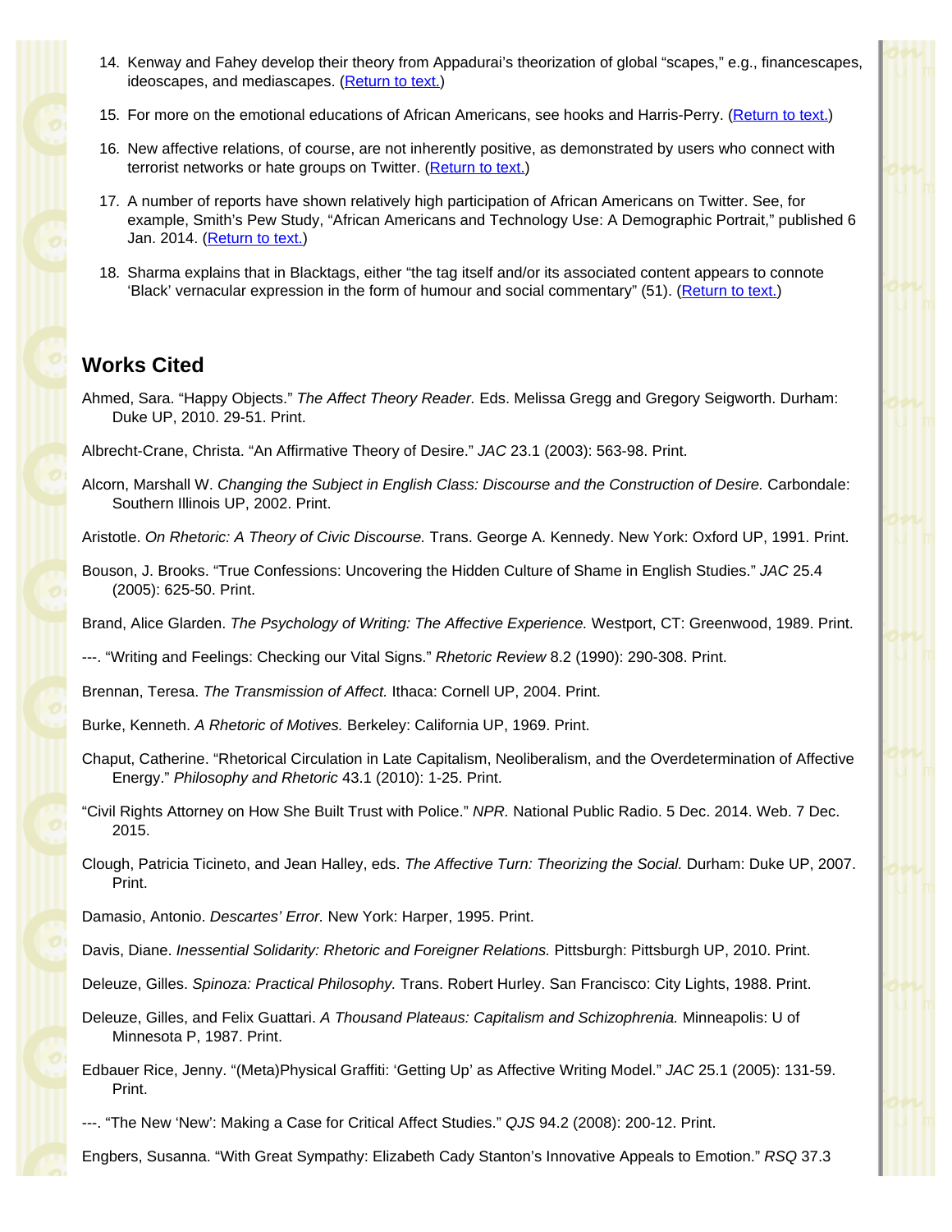14. Kenway and Fahey develop their theory from Appadurai's theorization of global "scapes," e.g., financescapes, ideoscapes, and mediascapes. (Return to text.)

15. For more on the emotional educations of African Americans, see hooks and Harris-Perry. (Return to text.)

16. New affective relations, of course, are not inherently positive, as demonstrated by users who connect with terrorist networks or hate groups on Twitter. (Return to text.)

17. A number of reports have shown relatively high participation of African Americans on Twitter. See, for example, Smith's Pew Study, "African Americans and Technology Use: A Demographic Portrait," published 6 Jan. 2014. (Return to text.)

18. Sharma explains that in Blacktags, either "the tag itself and/or its associated content appears to connote 'Black' vernacular expression in the form of humour and social commentary" (51). (Return to text.)

## Works Cited

Ahmed, Sara. "Happy Objects." *The Affect Theory Reader.* Eds. Melissa Gregg and Gregory Seigworth. Durham: Duke UP, 2010. 29-51. Print.

Albrecht-Crane, Christa. "An Affirmative Theory of Desire." *JAC* 23.1 (2003): 563-98. Print.

Alcorn, Marshall W. *Changing the Subject in English Class: Discourse and the Construction of Desire.* Carbondale: Southern Illinois UP, 2002. Print.

Aristotle. *On Rhetoric: A Theory of Civic Discourse.* Trans. George A. Kennedy. New York: Oxford UP, 1991. Print.

Bouson, J. Brooks. "True Confessions: Uncovering the Hidden Culture of Shame in English Studies." *JAC* 25.4 (2005): 625-50. Print.

Brand, Alice Glarden. *The Psychology of Writing: The Affective Experience.* Westport, CT: Greenwood, 1989. Print.

---. "Writing and Feelings: Checking our Vital Signs." *Rhetoric Review* 8.2 (1990): 290-308. Print.

Brennan, Teresa. *The Transmission of Affect.* Ithaca: Cornell UP, 2004. Print.

Burke, Kenneth. *A Rhetoric of Motives.* Berkeley: California UP, 1969. Print.

Chaput, Catherine. "Rhetorical Circulation in Late Capitalism, Neoliberalism, and the Overdetermination of Affective Energy." *Philosophy and Rhetoric* 43.1 (2010): 1-25. Print.

"Civil Rights Attorney on How She Built Trust with Police." *NPR.* National Public Radio. 5 Dec. 2014. Web. 7 Dec. 2015.

Clough, Patricia Ticineto, and Jean Halley, eds. *The Affective Turn: Theorizing the Social.* Durham: Duke UP, 2007. Print.

Damasio, Antonio. *Descartes' Error.* New York: Harper, 1995. Print.

Davis, Diane. *Inessential Solidarity: Rhetoric and Foreigner Relations.* Pittsburgh: Pittsburgh UP, 2010. Print.

Deleuze, Gilles. *Spinoza: Practical Philosophy.* Trans. Robert Hurley. San Francisco: City Lights, 1988. Print.

Deleuze, Gilles, and Felix Guattari. *A Thousand Plateaus: Capitalism and Schizophrenia.* Minneapolis: U of Minnesota P, 1987. Print.

Edbauer Rice, Jenny. "(Meta)Physical Graffiti: 'Getting Up' as Affective Writing Model." *JAC* 25.1 (2005): 131-59. Print.

---. "The New 'New': Making a Case for Critical Affect Studies." *QJS* 94.2 (2008): 200-12. Print.

Engbers, Susanna. "With Great Sympathy: Elizabeth Cady Stanton's Innovative Appeals to Emotion." *RSQ* 37.3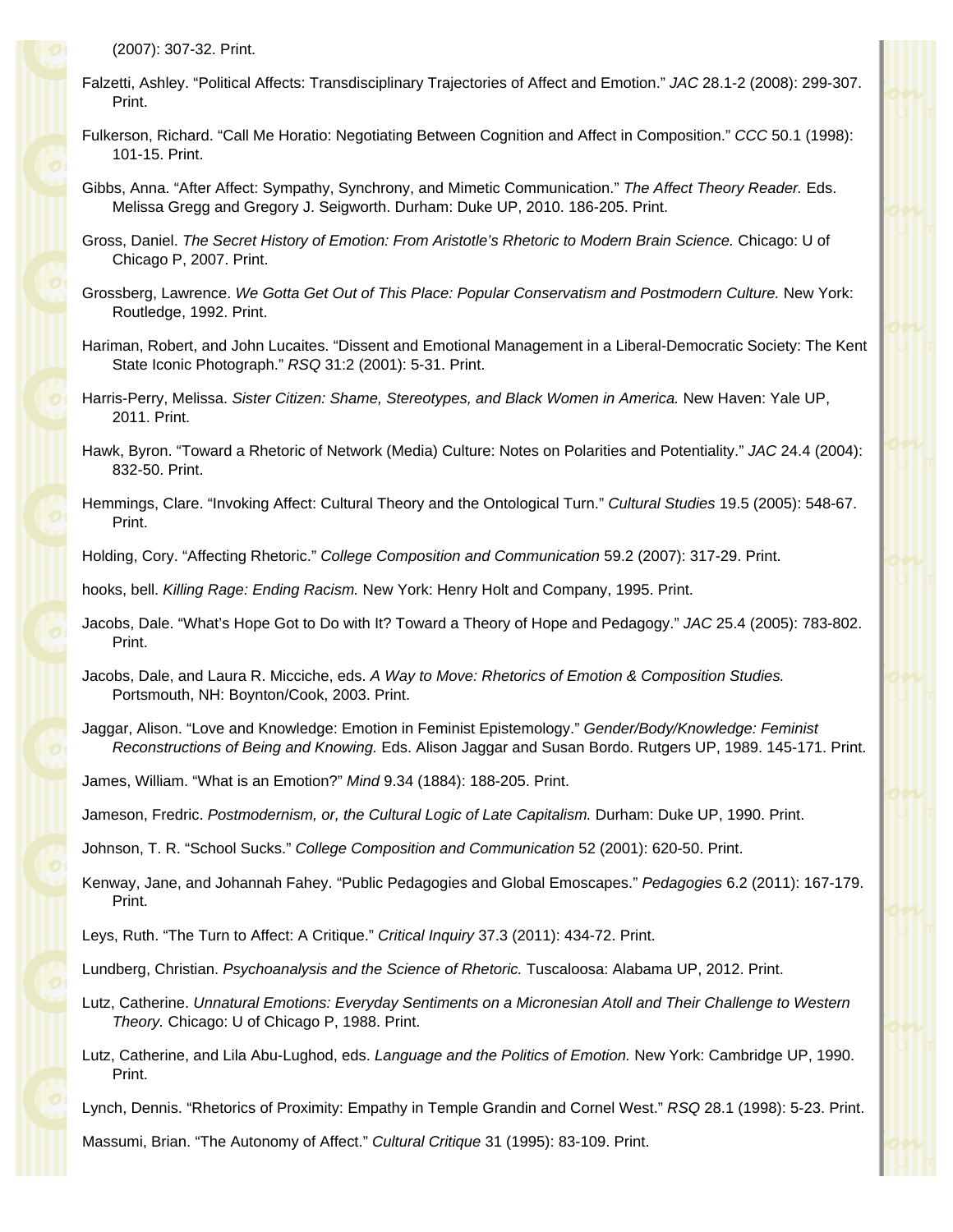(2007): 307-32. Print.

Falzetti, Ashley. “Political Affects: Transdisciplinary Trajectories of Affect and Emotion.” *JAC* 28.1-2 (2008): 299-307. Print.

Fulkerson, Richard. “Call Me Horatio: Negotiating Between Cognition and Affect in Composition.” *CCC* 50.1 (1998): 101-15. Print.

Gibbs, Anna. “After Affect: Sympathy, Synchrony, and Mimetic Communication.” *The Affect Theory Reader.* Eds. Melissa Gregg and Gregory J. Seigworth. Durham: Duke UP, 2010. 186-205. Print.

Gross, Daniel. *The Secret History of Emotion: From Aristotle’s Rhetoric to Modern Brain Science.* Chicago: U of Chicago P, 2007. Print.

Grossberg, Lawrence. *We Gotta Get Out of This Place: Popular Conservatism and Postmodern Culture.* New York: Routledge, 1992. Print.

Hariman, Robert, and John Lucaites. “Dissent and Emotional Management in a Liberal-Democratic Society: The Kent State Iconic Photograph.” *RSQ* 31:2 (2001): 5-31. Print.

Harris-Perry, Melissa. *Sister Citizen: Shame, Stereotypes, and Black Women in America.* New Haven: Yale UP, 2011. Print.

Hawk, Byron. “Toward a Rhetoric of Network (Media) Culture: Notes on Polarities and Potentiality.” *JAC* 24.4 (2004): 832-50. Print.

Hemmings, Clare. “Invoking Affect: Cultural Theory and the Ontological Turn.” *Cultural Studies* 19.5 (2005): 548-67. Print.

Holding, Cory. “Affecting Rhetoric.” *College Composition and Communication* 59.2 (2007): 317-29. Print.

hooks, bell. *Killing Rage: Ending Racism.* New York: Henry Holt and Company, 1995. Print.

Jacobs, Dale. “What’s Hope Got to Do with It? Toward a Theory of Hope and Pedagogy.” *JAC* 25.4 (2005): 783-802. Print.

Jacobs, Dale, and Laura R. Micciche, eds. *A Way to Move: Rhetorics of Emotion & Composition Studies.* Portsmouth, NH: Boynton/Cook, 2003. Print.

Jaggar, Alison. “Love and Knowledge: Emotion in Feminist Epistemology.” *Gender/Body/Knowledge: Feminist Reconstructions of Being and Knowing.* Eds. Alison Jaggar and Susan Bordo. Rutgers UP, 1989. 145-171. Print.

James, William. “What is an Emotion?” *Mind* 9.34 (1884): 188-205. Print.

Jameson, Fredric. *Postmodernism, or, the Cultural Logic of Late Capitalism.* Durham: Duke UP, 1990. Print.

Johnson, T. R. “School Sucks.” *College Composition and Communication* 52 (2001): 620-50. Print.

Kenway, Jane, and Johannah Fahey. “Public Pedagogies and Global Emoscapes.” *Pedagogies* 6.2 (2011): 167-179. Print.

Leys, Ruth. “The Turn to Affect: A Critique.” *Critical Inquiry* 37.3 (2011): 434-72. Print.

Lundberg, Christian. *Psychoanalysis and the Science of Rhetoric.* Tuscaloosa: Alabama UP, 2012. Print.

Lutz, Catherine. *Unnatural Emotions: Everyday Sentiments on a Micronesian Atoll and Their Challenge to Western Theory.* Chicago: U of Chicago P, 1988. Print.

Lutz, Catherine, and Lila Abu-Lughod, eds. *Language and the Politics of Emotion.* New York: Cambridge UP, 1990. Print.

Lynch, Dennis. “Rhetorics of Proximity: Empathy in Temple Grandin and Cornel West.” *RSQ* 28.1 (1998): 5-23. Print.

Massumi, Brian. “The Autonomy of Affect.” *Cultural Critique* 31 (1995): 83-109. Print.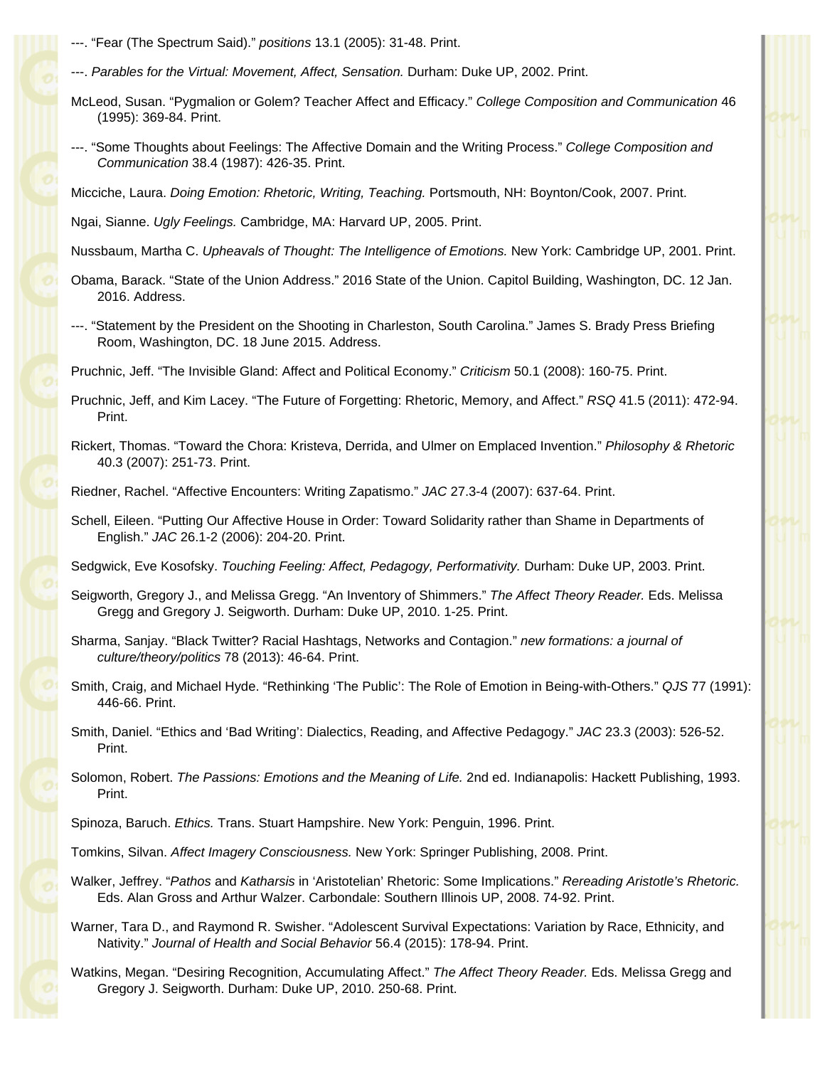---. “Fear (The Spectrum Said).” *positions* 13.1 (2005): 31-48. Print.

---. *Parables for the Virtual: Movement, Affect, Sensation.* Durham: Duke UP, 2002. Print.

McLeod, Susan. “Pygmalion or Golem? Teacher Affect and Efficacy.” *College Composition and Communication* 46 (1995): 369-84. Print.

---. “Some Thoughts about Feelings: The Affective Domain and the Writing Process.” *College Composition and Communication* 38.4 (1987): 426-35. Print.

Micciche, Laura. *Doing Emotion: Rhetoric, Writing, Teaching.* Portsmouth, NH: Boynton/Cook, 2007. Print.

Ngai, Sianne. *Ugly Feelings.* Cambridge, MA: Harvard UP, 2005. Print.

Nussbaum, Martha C. *Upheavals of Thought: The Intelligence of Emotions.* New York: Cambridge UP, 2001. Print.

Obama, Barack. “State of the Union Address.” 2016 State of the Union. Capitol Building, Washington, DC. 12 Jan. 2016. Address.

---. “Statement by the President on the Shooting in Charleston, South Carolina.” James S. Brady Press Briefing Room, Washington, DC. 18 June 2015. Address.

Pruchnic, Jeff. “The Invisible Gland: Affect and Political Economy.” *Criticism* 50.1 (2008): 160-75. Print.

Pruchnic, Jeff, and Kim Lacey. “The Future of Forgetting: Rhetoric, Memory, and Affect.” *RSQ* 41.5 (2011): 472-94. Print.

Rickert, Thomas. “Toward the Chora: Kristeva, Derrida, and Ulmer on Emplaced Invention.” *Philosophy & Rhetoric* 40.3 (2007): 251-73. Print.

Riedner, Rachel. “Affective Encounters: Writing Zapatismo.” *JAC* 27.3-4 (2007): 637-64. Print.

Schell, Eileen. “Putting Our Affective House in Order: Toward Solidarity rather than Shame in Departments of English.” *JAC* 26.1-2 (2006): 204-20. Print.

Sedgwick, Eve Kosofsky. *Touching Feeling: Affect, Pedagogy, Performativity.* Durham: Duke UP, 2003. Print.

Seigworth, Gregory J., and Melissa Gregg. “An Inventory of Shimmers.” *The Affect Theory Reader.* Eds. Melissa Gregg and Gregory J. Seigworth. Durham: Duke UP, 2010. 1-25. Print.

Sharma, Sanjay. “Black Twitter? Racial Hashtags, Networks and Contagion.” *new formations: a journal of culture/theory/politics* 78 (2013): 46-64. Print.

Smith, Craig, and Michael Hyde. “Rethinking ‘The Public’: The Role of Emotion in Being-with-Others.” *QJS* 77 (1991): 446-66. Print.

Smith, Daniel. “Ethics and ‘Bad Writing’: Dialectics, Reading, and Affective Pedagogy.” *JAC* 23.3 (2003): 526-52. Print.

Solomon, Robert. *The Passions: Emotions and the Meaning of Life.* 2nd ed. Indianapolis: Hackett Publishing, 1993. Print.

Spinoza, Baruch. *Ethics.* Trans. Stuart Hampshire. New York: Penguin, 1996. Print.

Tomkins, Silvan. *Affect Imagery Consciousness.* New York: Springer Publishing, 2008. Print.

Walker, Jeffrey. “*Pathos* and *Katharsis* in ‘Aristotelian’ Rhetoric: Some Implications.” *Rereading Aristotle’s Rhetoric.* Eds. Alan Gross and Arthur Walzer. Carbondale: Southern Illinois UP, 2008. 74-92. Print.

Warner, Tara D., and Raymond R. Swisher. “Adolescent Survival Expectations: Variation by Race, Ethnicity, and Nativity.” *Journal of Health and Social Behavior* 56.4 (2015): 178-94. Print.

Watkins, Megan. “Desiring Recognition, Accumulating Affect.” *The Affect Theory Reader.* Eds. Melissa Gregg and Gregory J. Seigworth. Durham: Duke UP, 2010. 250-68. Print.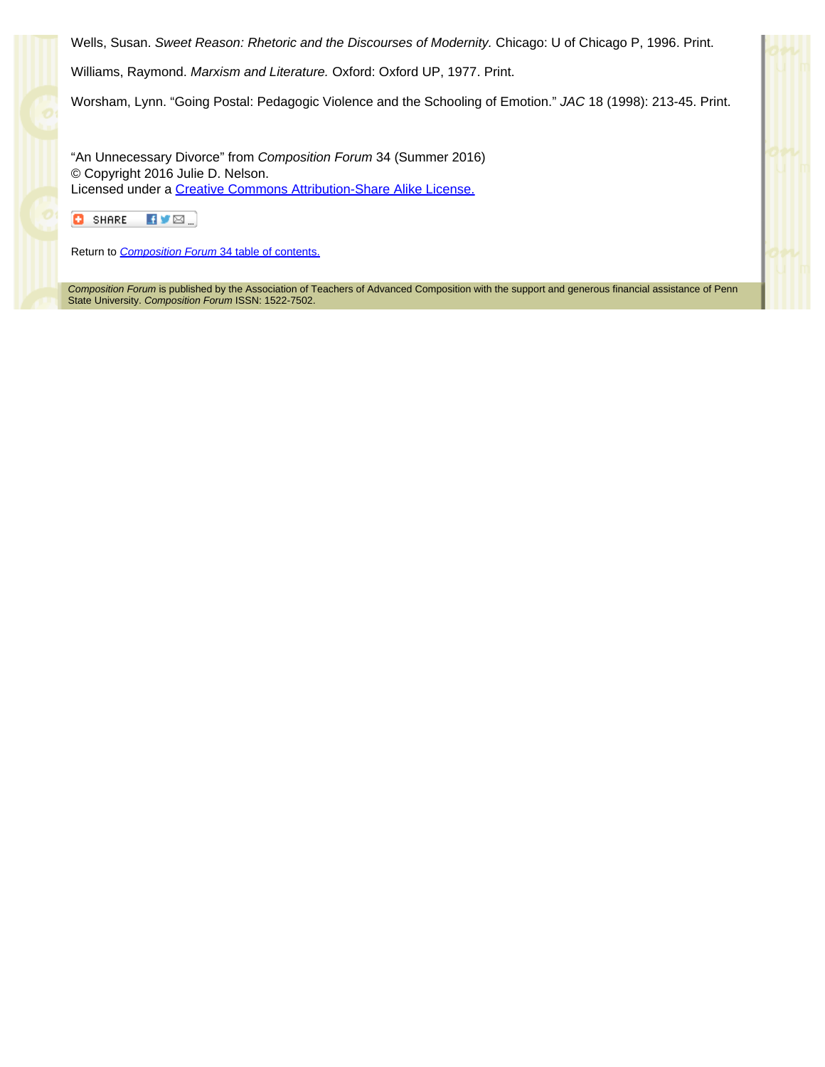Wells, Susan. *Sweet Reason: Rhetoric and the Discourses of Modernity.* Chicago: U of Chicago P, 1996. Print.

Williams, Raymond. *Marxism and Literature.* Oxford: Oxford UP, 1977. Print.

Worsham, Lynn. “Going Postal: Pedagogic Violence and the Schooling of Emotion.” *JAC* 18 (1998): 213-45. Print.

“An Unnecessary Divorce” from *Composition Forum* 34 (Summer 2016)
© Copyright 2016 Julie D. Nelson.
Licensed under a Creative Commons Attribution-Share Alike License.

SHARE

Return to *Composition Forum* 34 table of contents.

*Composition Forum* is published by the Association of Teachers of Advanced Composition with the support and generous financial assistance of Penn State University. *Composition Forum* ISSN: 1522-7502.